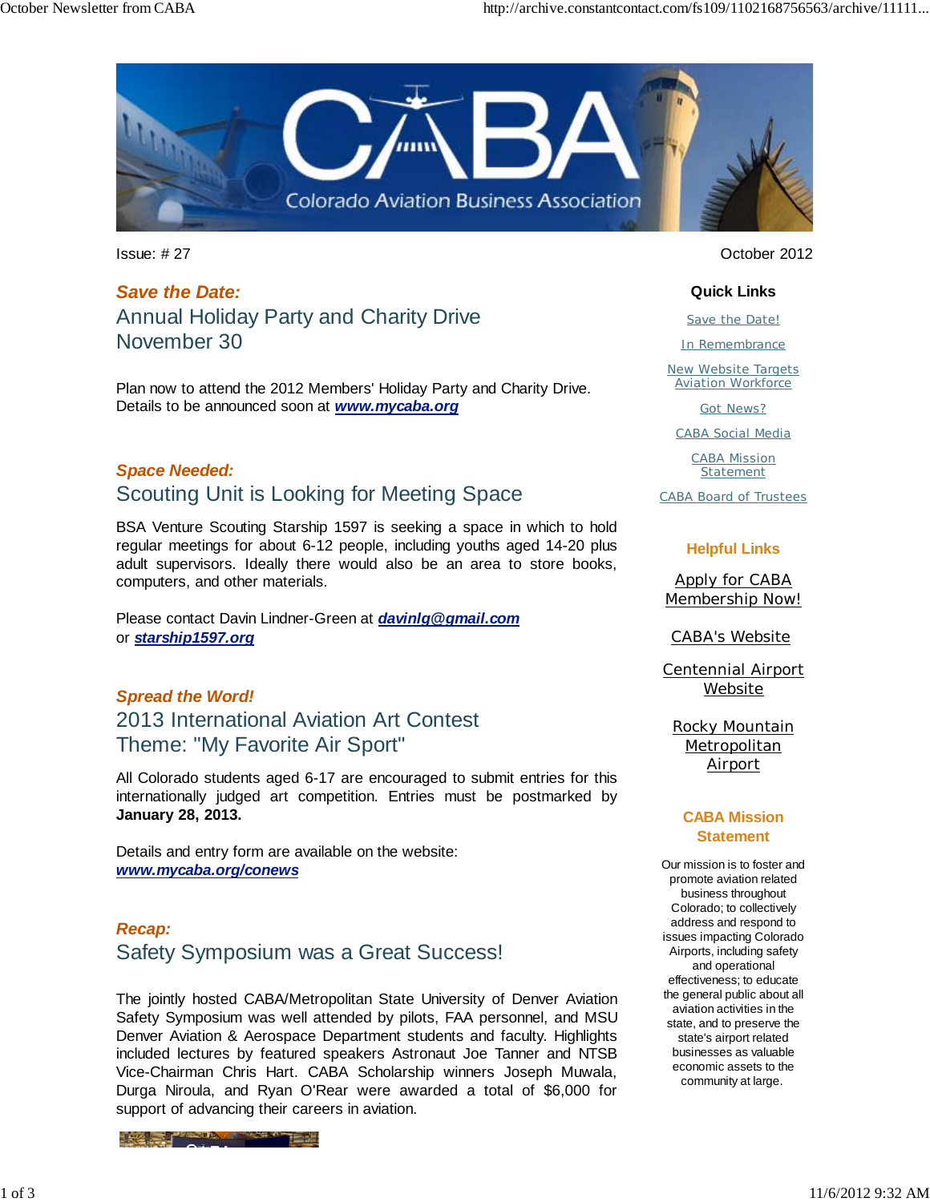Issue: # 27

October 2012

*Save the Date:*

## Annual Holiday Party and Charity Drive November 30

Plan now to attend the 2012 Members' Holiday Party and Charity Drive. Details to be announced soon at ***www.mycaba.org***

*Space Needed:*

## Scouting Unit is Looking for Meeting Space

BSA Venture Scouting Starship 1597 is seeking a space in which to hold regular meetings for about 6-12 people, including youths aged 14-20 plus adult supervisors. Ideally there would also be an area to store books, computers, and other materials.

Please contact Davin Lindner-Green at ***davinlg@gmail.com*** or ***starship1597.org***

*Spread the Word!*

## 2013 International Aviation Art Contest Theme: "My Favorite Air Sport"

All Colorado students aged 6-17 are encouraged to submit entries for this internationally judged art competition. Entries must be postmarked by **January 28, 2013.**

Details and entry form are available on the website: ***www.mycaba.org/conews***

*Recap:*

## Safety Symposium was a Great Success!

The jointly hosted CABA/Metropolitan State University of Denver Aviation Safety Symposium was well attended by pilots, FAA personnel, and MSU Denver Aviation & Aerospace Department students and faculty. Highlights included lectures by featured speakers Astronaut Joe Tanner and NTSB Vice-Chairman Chris Hart. CABA Scholarship winners Joseph Muwala, Durga Niroula, and Ryan O'Rear were awarded a total of $6,000 for support of advancing their careers in aviation.

**Quick Links**

- Save the Date!
- In Remembrance
- New Website Targets Aviation Workforce
- Got News?
- CABA Social Media
- CABA Mission Statement
- CABA Board of Trustees

**Helpful Links**

- Apply for CABA Membership Now!
- CABA's Website
- Centennial Airport Website
- Rocky Mountain Metropolitan Airport

**CABA Mission Statement**

Our mission is to foster and promote aviation related business throughout Colorado; to collectively address and respond to issues impacting Colorado Airports, including safety and operational effectiveness; to educate the general public about all aviation activities in the state, and to preserve the state's airport related businesses as valuable economic assets to the community at large.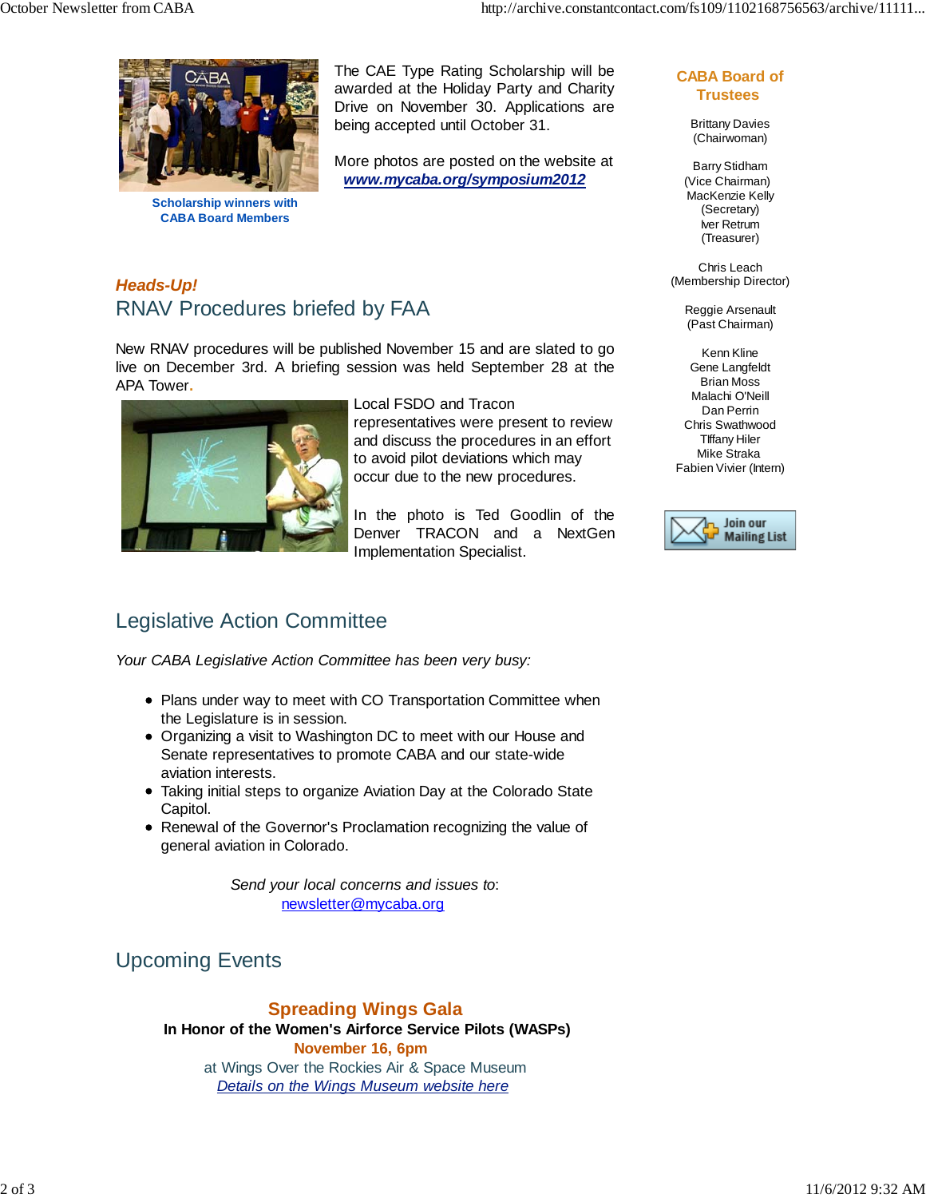Scholarship winners with CABA Board Members

The CAE Type Rating Scholarship will be awarded at the Holiday Party and Charity Drive on November 30. Applications are being accepted until October 31.

More photos are posted on the website at [www.mycaba.org/symposium2012](www.mycaba.org/symposium2012)

*Heads-Up!*

## RNAV Procedures briefed by FAA

New RNAV procedures will be published November 15 and are slated to go live on December 3rd. A briefing session was held September 28 at the APA Tower.

Local FSDO and Tracon representatives were present to review and discuss the procedures in an effort to avoid pilot deviations which may occur due to the new procedures.

In the photo is Ted Goodlin of the Denver TRACON and a NextGen Implementation Specialist.

## Legislative Action Committee

*Your CABA Legislative Action Committee has been very busy:*

- Plans under way to meet with CO Transportation Committee when the Legislature is in session.
- Organizing a visit to Washington DC to meet with our House and Senate representatives to promote CABA and our state-wide aviation interests.
- Taking initial steps to organize Aviation Day at the Colorado State Capitol.
- Renewal of the Governor's Proclamation recognizing the value of general aviation in Colorado.

*Send your local concerns and issues to*:
newsletter@mycaba.org

## Upcoming Events

**Spreading Wings Gala**
**In Honor of the Women's Airforce Service Pilots (WASPs)**
**November 16, 6pm**
at Wings Over the Rockies Air & Space Museum
*Details on the Wings Museum website here*

**CABA Board of Trustees**

Brittany Davies
(Chairwoman)

Barry Stidham
(Vice Chairman)
MacKenzie Kelly
(Secretary)
Iver Retrum
(Treasurer)

Chris Leach
(Membership Director)

Reggie Arsenault
(Past Chairman)

Kenn Kline
Gene Langfeldt
Brian Moss
Malachi O'Neill
Dan Perrin
Chris Swathwood
Tiffany Hiler
Mike Straka
Fabien Vivier (Intern)

Join our Mailing List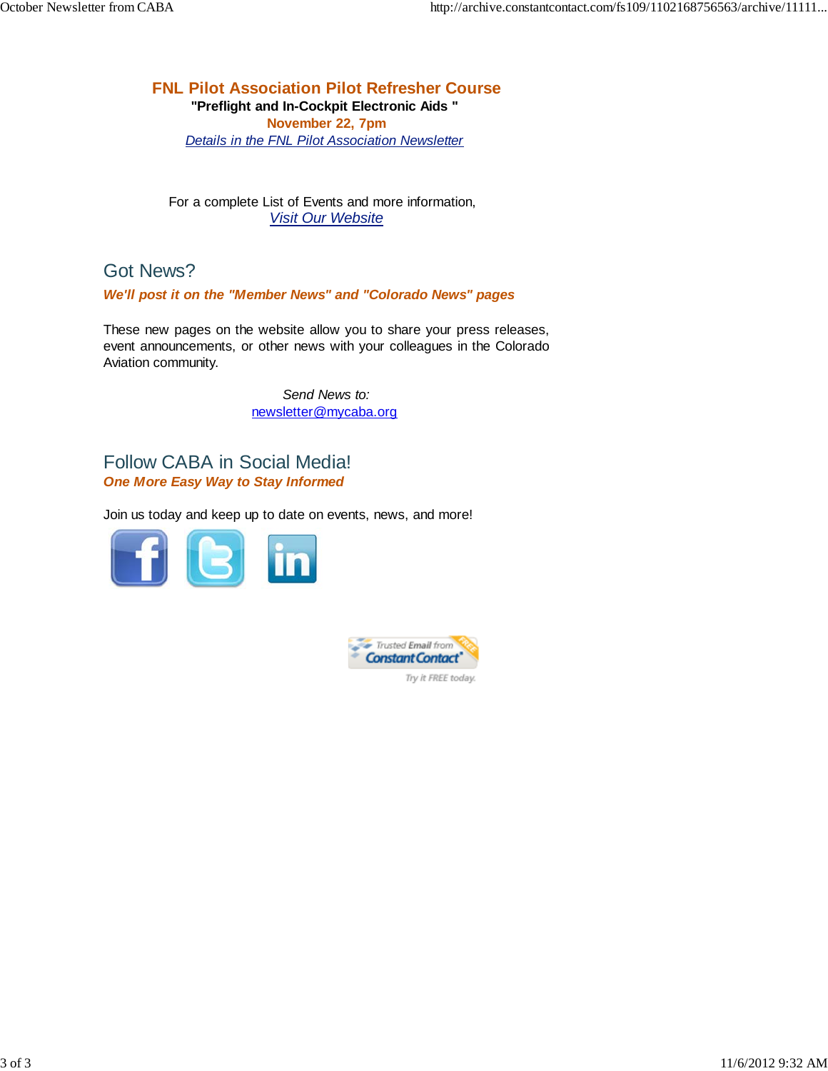**FNL Pilot Association Pilot Refresher Course**

**"Preflight and In-Cockpit Electronic Aids "**

**November 22, 7pm**

*Details in the FNL Pilot Association Newsletter*

For a complete List of Events and more information,

*Visit Our Website*

## Got News?

***We'll post it on the "Member News" and "Colorado News" pages***

These new pages on the website allow you to share your press releases, event announcements, or other news with your colleagues in the Colorado Aviation community.

*Send News to:*

newsletter@mycaba.org

## Follow CABA in Social Media!

***One More Easy Way to Stay Informed***

Join us today and keep up to date on events, news, and more!

Trusted Email from Constant Contact

Try it FREE today.